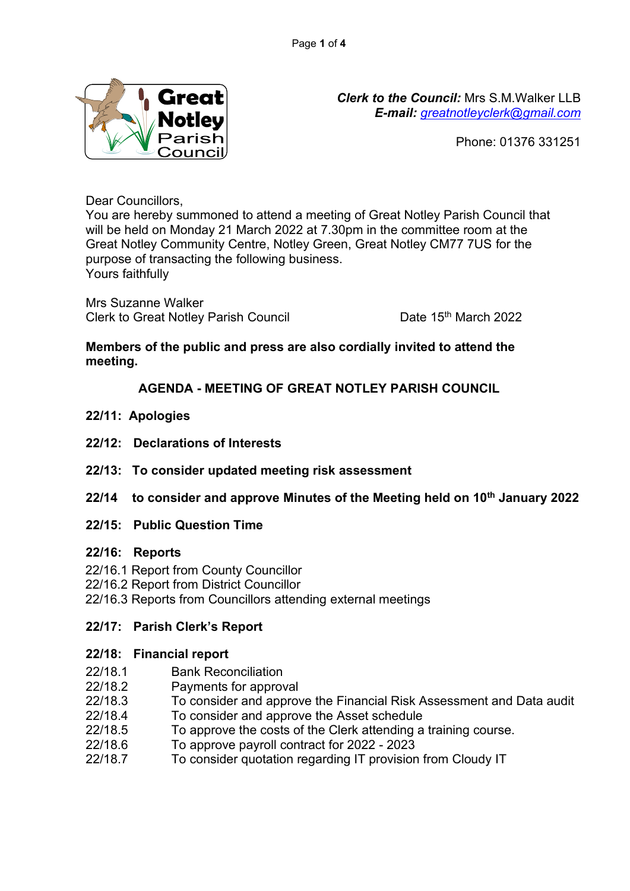***Clerk to the Council:*** Mrs S.M.Walker LLB
***E-mail:*** greatnotleyclerk@gmail.com

Phone: 01376 331251

Dear Councillors,
You are hereby summoned to attend a meeting of Great Notley Parish Council that will be held on Monday 21 March 2022 at 7.30pm in the committee room at the Great Notley Community Centre, Notley Green, Great Notley CM77 7US for the purpose of transacting the following business.
Yours faithfully

Mrs Suzanne Walker
Clerk to Great Notley Parish Council                    Date 15th March 2022

**Members of the public and press are also cordially invited to attend the meeting.**

## AGENDA - MEETING OF GREAT NOTLEY PARISH COUNCIL

**22/11: Apologies**

**22/12: Declarations of Interests**

**22/13: To consider updated meeting risk assessment**

**22/14 to consider and approve Minutes of the Meeting held on 10th January 2022**

**22/15: Public Question Time**

**22/16: Reports**

22/16.1 Report from County Councillor
22/16.2 Report from District Councillor
22/16.3 Reports from Councillors attending external meetings

**22/17: Parish Clerk's Report**

**22/18: Financial report**

22/18.1 Bank Reconciliation
22/18.2 Payments for approval
22/18.3 To consider and approve the Financial Risk Assessment and Data audit
22/18.4 To consider and approve the Asset schedule
22/18.5 To approve the costs of the Clerk attending a training course.
22/18.6 To approve payroll contract for 2022 - 2023
22/18.7 To consider quotation regarding IT provision from Cloudy IT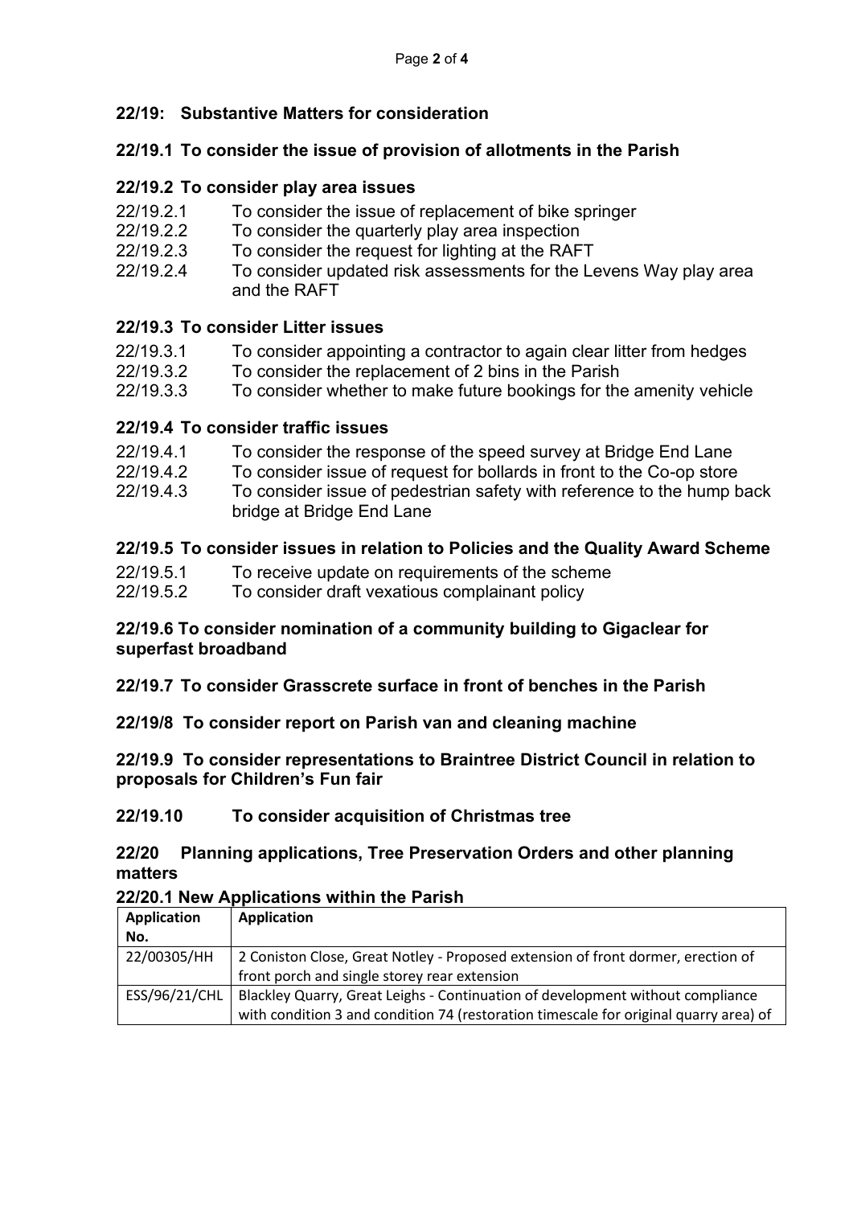### 22/19: Substantive Matters for consideration

### 22/19.1 To consider the issue of provision of allotments in the Parish

### 22/19.2 To consider play area issues

- 22/19.2.1 To consider the issue of replacement of bike springer
- 22/19.2.2 To consider the quarterly play area inspection
- 22/19.2.3 To consider the request for lighting at the RAFT
- 22/19.2.4 To consider updated risk assessments for the Levens Way play area and the RAFT

### 22/19.3 To consider Litter issues

- 22/19.3.1 To consider appointing a contractor to again clear litter from hedges
- 22/19.3.2 To consider the replacement of 2 bins in the Parish
- 22/19.3.3 To consider whether to make future bookings for the amenity vehicle

### 22/19.4 To consider traffic issues

- 22/19.4.1 To consider the response of the speed survey at Bridge End Lane
- 22/19.4.2 To consider issue of request for bollards in front to the Co-op store
- 22/19.4.3 To consider issue of pedestrian safety with reference to the hump back bridge at Bridge End Lane

### 22/19.5 To consider issues in relation to Policies and the Quality Award Scheme

- 22/19.5.1 To receive update on requirements of the scheme
- 22/19.5.2 To consider draft vexatious complainant policy

### 22/19.6 To consider nomination of a community building to Gigaclear for superfast broadband

### 22/19.7 To consider Grasscrete surface in front of benches in the Parish

### 22/19/8 To consider report on Parish van and cleaning machine

### 22/19.9 To consider representations to Braintree District Council in relation to proposals for Children's Fun fair

### 22/19.10 To consider acquisition of Christmas tree

## 22/20 Planning applications, Tree Preservation Orders and other planning matters

### 22/20.1 New Applications within the Parish

| Application No. | Application |
|---|---|
| 22/00305/HH | 2 Coniston Close, Great Notley - Proposed extension of front dormer, erection of front porch and single storey rear extension |
| ESS/96/21/CHL | Blackley Quarry, Great Leighs - Continuation of development without compliance with condition 3 and condition 74 (restoration timescale for original quarry area) of |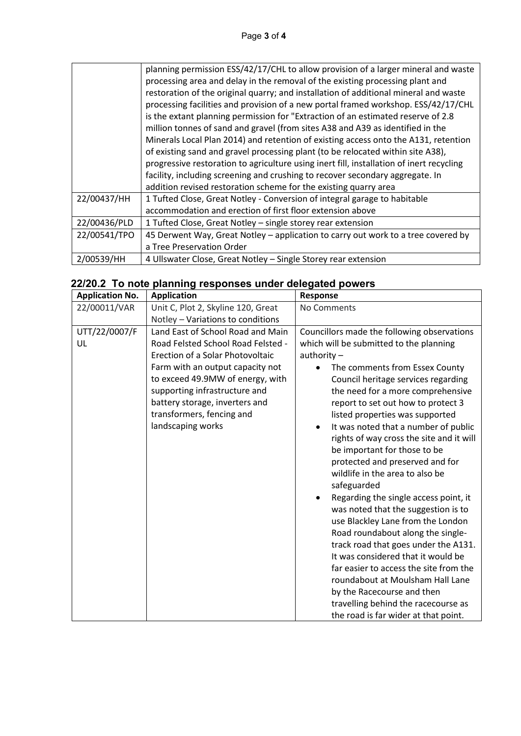| | |
|---|---|
| | planning permission ESS/42/17/CHL to allow provision of a larger mineral and waste processing area and delay in the removal of the existing processing plant and restoration of the original quarry; and installation of additional mineral and waste processing facilities and provision of a new portal framed workshop. ESS/42/17/CHL is the extant planning permission for "Extraction of an estimated reserve of 2.8 million tonnes of sand and gravel (from sites A38 and A39 as identified in the Minerals Local Plan 2014) and retention of existing access onto the A131, retention of existing sand and gravel processing plant (to be relocated within site A38), progressive restoration to agriculture using inert fill, installation of inert recycling facility, including screening and crushing to recover secondary aggregate. In addition revised restoration scheme for the existing quarry area |
| 22/00437/HH | 1 Tufted Close, Great Notley - Conversion of integral garage to habitable accommodation and erection of first floor extension above |
| 22/00436/PLD | 1 Tufted Close, Great Notley – single storey rear extension |
| 22/00541/TPO | 45 Derwent Way, Great Notley – application to carry out work to a tree covered by a Tree Preservation Order |
| 2/00539/HH | 4 Ullswater Close, Great Notley – Single Storey rear extension |

## 22/20.2 To note planning responses under delegated powers

| Application No. | Application | Response |
|---|---|---|
| 22/00011/VAR | Unit C, Plot 2, Skyline 120, Great Notley – Variations to conditions | No Comments |
| UTT/22/0007/FUL | Land East of School Road and Main Road Felsted School Road Felsted - Erection of a Solar Photovoltaic Farm with an output capacity not to exceed 49.9MW of energy, with supporting infrastructure and battery storage, inverters and transformers, fencing and landscaping works | Councillors made the following observations which will be submitted to the planning authority – <br>• The comments from Essex County Council heritage services regarding the need for a more comprehensive report to set out how to protect 3 listed properties was supported <br>• It was noted that a number of public rights of way cross the site and it will be important for those to be protected and preserved and for wildlife in the area to also be safeguarded <br>• Regarding the single access point, it was noted that the suggestion is to use Blackley Lane from the London Road roundabout along the single-track road that goes under the A131. It was considered that it would be far easier to access the site from the roundabout at Moulsham Hall Lane by the Racecourse and then travelling behind the racecourse as the road is far wider at that point. |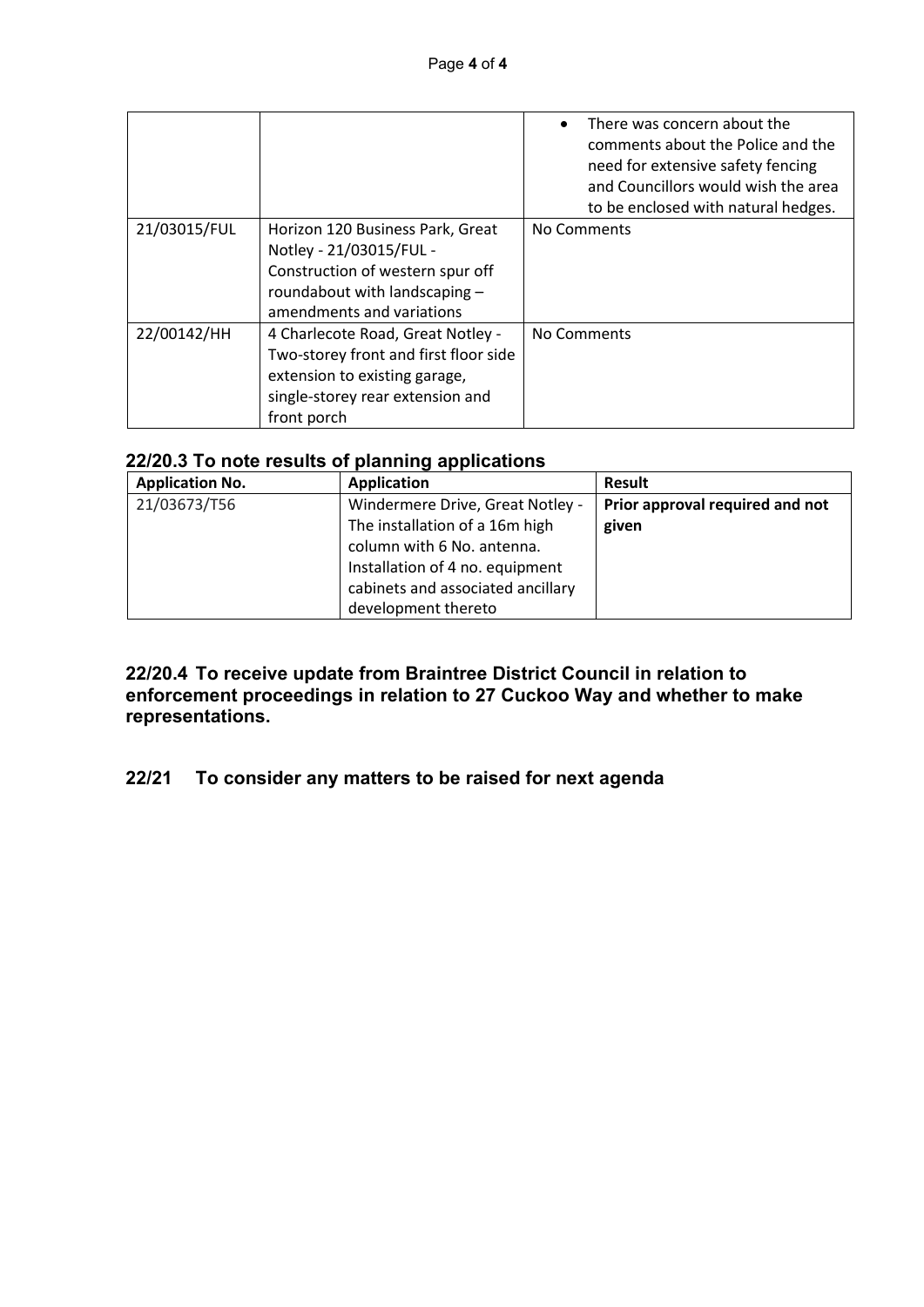| | | |
|---|---|---|
| | | • There was concern about the comments about the Police and the need for extensive safety fencing and Councillors would wish the area to be enclosed with natural hedges. |
| 21/03015/FUL | Horizon 120 Business Park, Great Notley - 21/03015/FUL - Construction of western spur off roundabout with landscaping – amendments and variations | No Comments |
| 22/00142/HH | 4 Charlecote Road, Great Notley - Two-storey front and first floor side extension to existing garage, single-storey rear extension and front porch | No Comments |

### 22/20.3 To note results of planning applications

| Application No. | Application | Result |
|---|---|---|
| 21/03673/T56 | Windermere Drive, Great Notley - The installation of a 16m high column with 6 No. antenna. Installation of 4 no. equipment cabinets and associated ancillary development thereto | **Prior approval required and not given** |

### 22/20.4 To receive update from Braintree District Council in relation to enforcement proceedings in relation to 27 Cuckoo Way and whether to make representations.

## 22/21 To consider any matters to be raised for next agenda